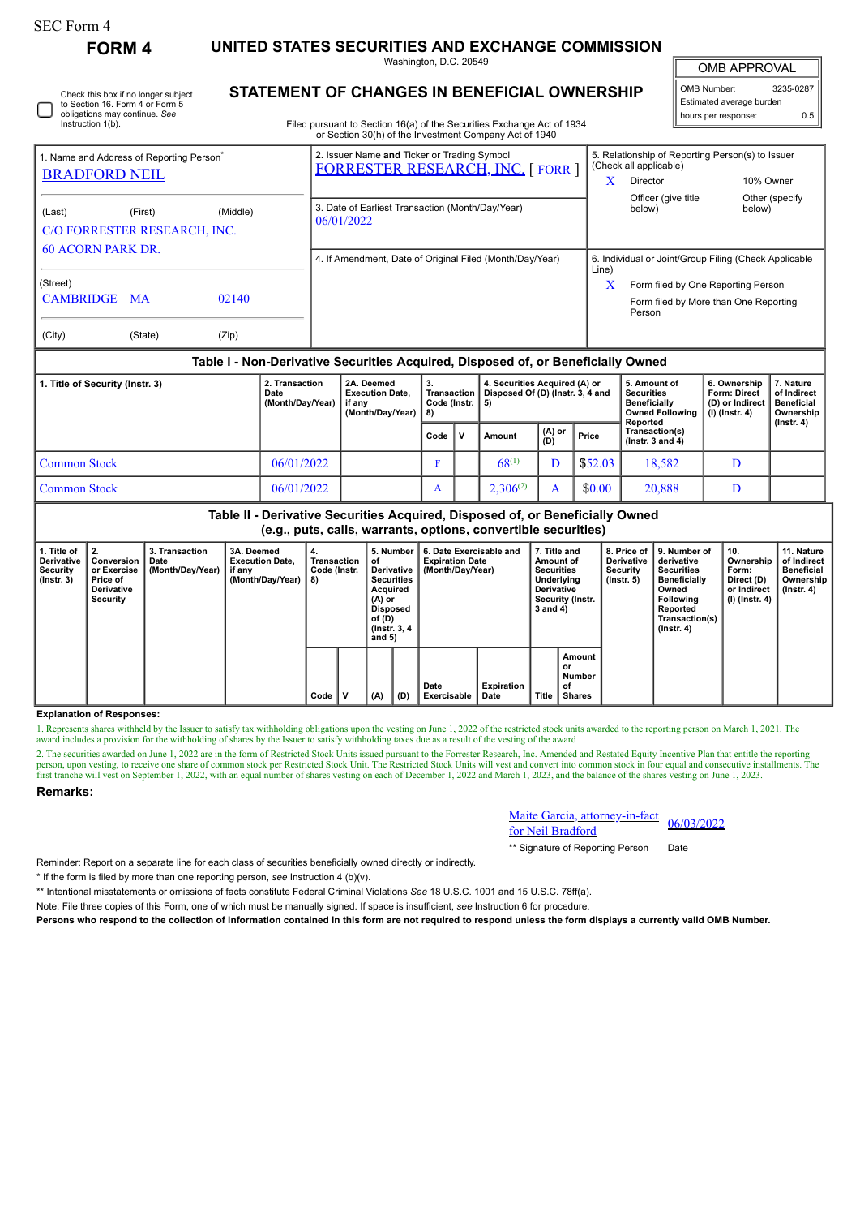SEC Form 4

# FORM 4

## UNITED STATES SECURITIES AND EXCHANGE COMMISSION

Washington, D.C. 20549

## STATEMENT OF CHANGES IN BENEFICIAL OWNERSHIP

Filed pursuant to Section 16(a) of the Securities Exchange Act of 1934 or Section 30(h) of the Investment Company Act of 1940

| OMB APPROVAL | |
|---|---|
| OMB Number: | 3235-0287 |
| Estimated average burden | |
| hours per response: | 0.5 |

☐ Check this box if no longer subject to Section 16. Form 4 or Form 5 obligations may continue. *See* Instruction 1(b).

1. Name and Address of Reporting Person*
BRADFORD NEIL

(Last) (First) (Middle)
C/O FORRESTER RESEARCH, INC.
60 ACORN PARK DR.

(Street)
CAMBRIDGE MA 02140

(City) (State) (Zip)

2. Issuer Name **and** Ticker or Trading Symbol
FORRESTER RESEARCH, INC. [ FORR ]

3. Date of Earliest Transaction (Month/Day/Year)
06/01/2022

4. If Amendment, Date of Original Filed (Month/Day/Year)

5. Relationship of Reporting Person(s) to Issuer (Check all applicable)
X Director
10% Owner
Officer (give title below)
Other (specify below)

6. Individual or Joint/Group Filing (Check Applicable Line)
X Form filed by One Reporting Person
Form filed by More than One Reporting Person

### Table I - Non-Derivative Securities Acquired, Disposed of, or Beneficially Owned

| 1. Title of Security (Instr. 3) | 2. Transaction Date (Month/Day/Year) | 2A. Deemed Execution Date, if any (Month/Day/Year) | 3. Transaction Code (Instr. 8) | | 4. Securities Acquired (A) or Disposed Of (D) (Instr. 3, 4 and 5) | | | 5. Amount of Securities Beneficially Owned Following Reported Transaction(s) (Instr. 3 and 4) | 6. Ownership Form: Direct (D) or Indirect (I) (Instr. 4) | 7. Nature of Indirect Beneficial Ownership (Instr. 4) |
|---|---|---|---|---|---|---|---|---|---|---|
| | | | Code | V | Amount | (A) or (D) | Price | | | |
| Common Stock | 06/01/2022 | | F | | 68[(1)] | D | $52.03 | 18,582 | D | |
| Common Stock | 06/01/2022 | | A | | 2,306[(2)] | A | $0.00 | 20,888 | D | |

### Table II - Derivative Securities Acquired, Disposed of, or Beneficially Owned (e.g., puts, calls, warrants, options, convertible securities)

| 1. Title of Derivative Security (Instr. 3) | 2. Conversion or Exercise Price of Derivative Security | 3. Transaction Date (Month/Day/Year) | 3A. Deemed Execution Date, if any (Month/Day/Year) | 4. Transaction Code (Instr. 8) | | 5. Number of Derivative Securities Acquired (A) or Disposed of (D) (Instr. 3, 4 and 5) | | 6. Date Exercisable and Expiration Date (Month/Day/Year) | | 7. Title and Amount of Securities Underlying Derivative Security (Instr. 3 and 4) | | 8. Price of Derivative Security (Instr. 5) | 9. Number of derivative Securities Beneficially Owned Following Reported Transaction(s) (Instr. 4) | 10. Ownership Form: Direct (D) or Indirect (I) (Instr. 4) | 11. Nature of Indirect Beneficial Ownership (Instr. 4) |
|---|---|---|---|---|---|---|---|---|---|---|---|---|---|---|---|
| | | | | Code | V | (A) | (D) | Date Exercisable | Expiration Date | Title | Amount or Number of Shares | | | | |

**Explanation of Responses:**

1. Represents shares withheld by the Issuer to satisfy tax withholding obligations upon the vesting on June 1, 2022 of the restricted stock units awarded to the reporting person on March 1, 2021. The award includes a provision for the withholding of shares by the Issuer to satisfy withholding taxes due as a result of the vesting of the award

2. The securities awarded on June 1, 2022 are in the form of Restricted Stock Units issued pursuant to the Forrester Research, Inc. Amended and Restated Equity Incentive Plan that entitle the reporting person, upon vesting, to receive one share of common stock per Restricted Stock Unit. The Restricted Stock Units will vest and convert into common stock in four equal and consecutive installments. The first tranche will vest on September 1, 2022, with an equal number of shares vesting on each of December 1, 2022 and March 1, 2023, and the balance of the shares vesting on June 1, 2023.

**Remarks:**

Maite Garcia, attorney-in-fact for Neil Bradford — 06/03/2022

** Signature of Reporting Person — Date

Reminder: Report on a separate line for each class of securities beneficially owned directly or indirectly.

* If the form is filed by more than one reporting person, *see* Instruction 4 (b)(v).

** Intentional misstatements or omissions of facts constitute Federal Criminal Violations *See* 18 U.S.C. 1001 and 15 U.S.C. 78ff(a).

Note: File three copies of this Form, one of which must be manually signed. If space is insufficient, *see* Instruction 6 for procedure.

**Persons who respond to the collection of information contained in this form are not required to respond unless the form displays a currently valid OMB Number.**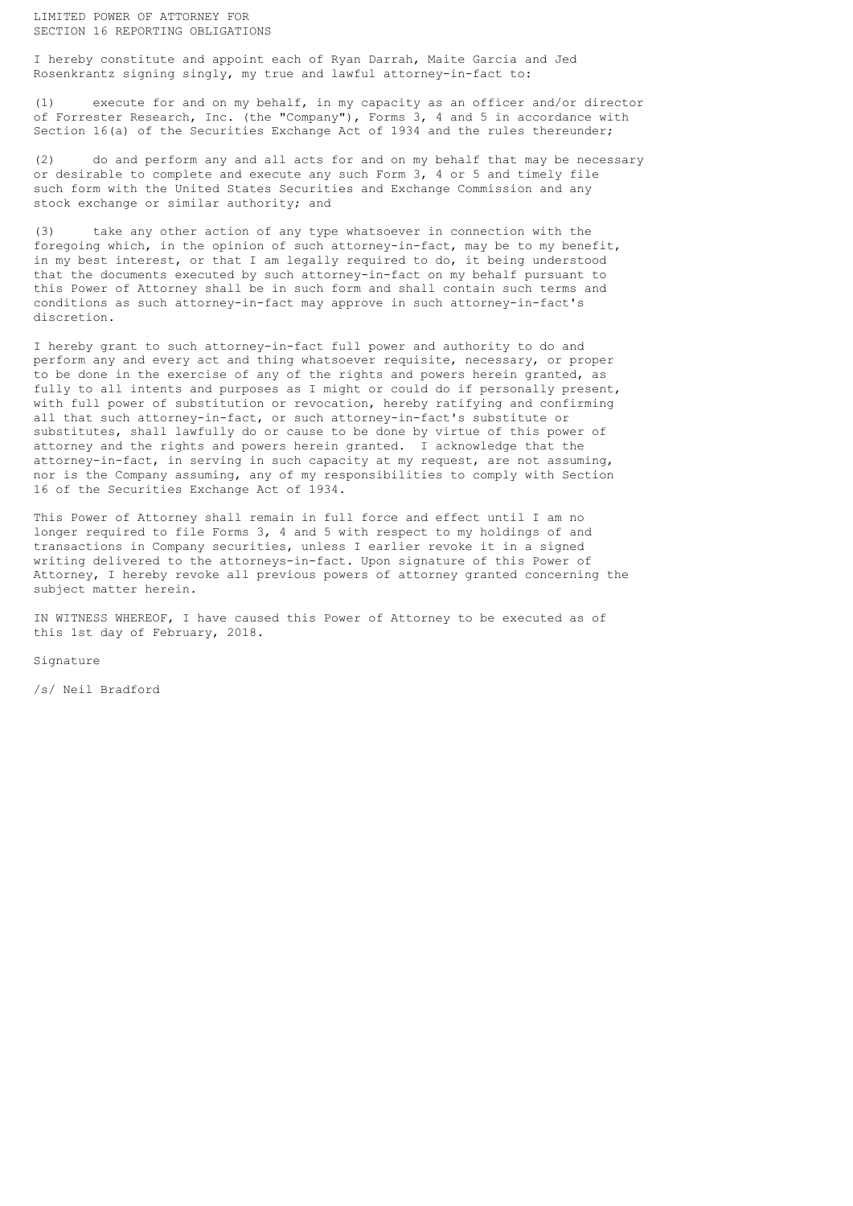LIMITED POWER OF ATTORNEY FOR
SECTION 16 REPORTING OBLIGATIONS

I hereby constitute and appoint each of Ryan Darrah, Maite Garcia and Jed Rosenkrantz signing singly, my true and lawful attorney-in-fact to:

(1) execute for and on my behalf, in my capacity as an officer and/or director of Forrester Research, Inc. (the "Company"), Forms 3, 4 and 5 in accordance with Section 16(a) of the Securities Exchange Act of 1934 and the rules thereunder;

(2) do and perform any and all acts for and on my behalf that may be necessary or desirable to complete and execute any such Form 3, 4 or 5 and timely file such form with the United States Securities and Exchange Commission and any stock exchange or similar authority; and

(3) take any other action of any type whatsoever in connection with the foregoing which, in the opinion of such attorney-in-fact, may be to my benefit, in my best interest, or that I am legally required to do, it being understood that the documents executed by such attorney-in-fact on my behalf pursuant to this Power of Attorney shall be in such form and shall contain such terms and conditions as such attorney-in-fact may approve in such attorney-in-fact's discretion.

I hereby grant to such attorney-in-fact full power and authority to do and perform any and every act and thing whatsoever requisite, necessary, or proper to be done in the exercise of any of the rights and powers herein granted, as fully to all intents and purposes as I might or could do if personally present, with full power of substitution or revocation, hereby ratifying and confirming all that such attorney-in-fact, or such attorney-in-fact's substitute or substitutes, shall lawfully do or cause to be done by virtue of this power of attorney and the rights and powers herein granted. I acknowledge that the attorney-in-fact, in serving in such capacity at my request, are not assuming, nor is the Company assuming, any of my responsibilities to comply with Section 16 of the Securities Exchange Act of 1934.

This Power of Attorney shall remain in full force and effect until I am no longer required to file Forms 3, 4 and 5 with respect to my holdings of and transactions in Company securities, unless I earlier revoke it in a signed writing delivered to the attorneys-in-fact. Upon signature of this Power of Attorney, I hereby revoke all previous powers of attorney granted concerning the subject matter herein.

IN WITNESS WHEREOF, I have caused this Power of Attorney to be executed as of this 1st day of February, 2018.

Signature

/s/ Neil Bradford